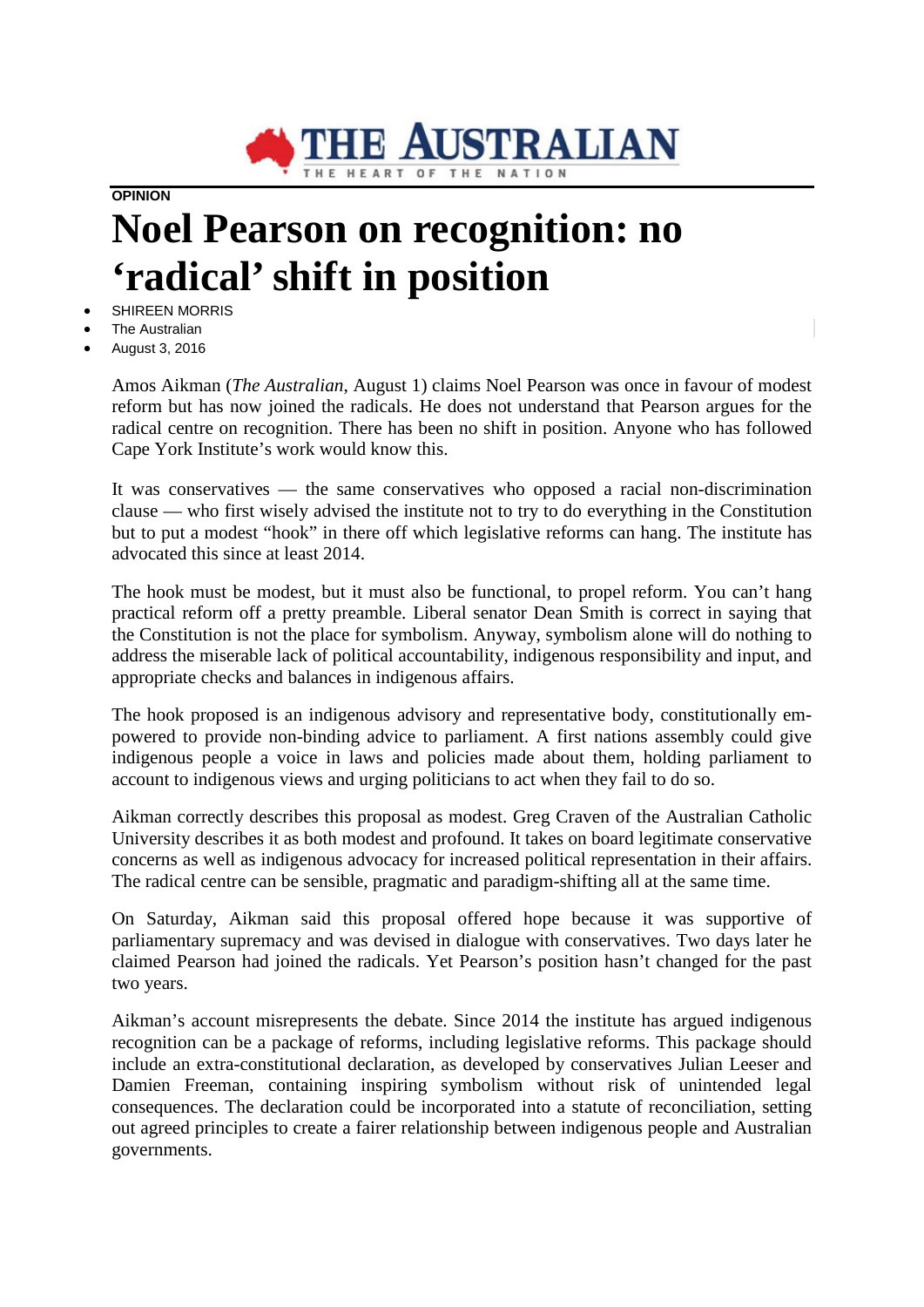# THE AUSTRALIAN

THE HEART OF THE NATION

**OPINION**

# Noel Pearson on recognition: no 'radical' shift in position

- SHIREEN MORRIS
- The Australian
- August 3, 2016

Amos Aikman (*The Australian*, August 1) claims Noel Pearson was once in favour of modest reform but has now joined the radicals. He does not understand that Pearson argues for the radical centre on recognition. There has been no shift in position. Anyone who has followed Cape York Institute's work would know this.

It was conservatives — the same conservatives who opposed a racial non-discrimination clause — who first wisely advised the institute not to try to do everything in the Constitution but to put a modest "hook" in there off which legislative reforms can hang. The institute has advocated this since at least 2014.

The hook must be modest, but it must also be functional, to propel reform. You can't hang practical reform off a pretty preamble. Liberal senator Dean Smith is correct in saying that the Constitution is not the place for symbolism. Anyway, symbolism alone will do nothing to address the miserable lack of political accountability, indigenous responsibility and input, and appropriate checks and balances in indigenous affairs.

The hook proposed is an indigenous advisory and representative body, constitutionally em-powered to provide non-binding advice to parliament. A first nations assembly could give indigenous people a voice in laws and policies made about them, holding parliament to account to indigenous views and urging politicians to act when they fail to do so.

Aikman correctly describes this proposal as modest. Greg Craven of the Australian Catholic University describes it as both modest and profound. It takes on board legitimate conservative concerns as well as indigenous advocacy for increased political representation in their affairs. The radical centre can be sensible, pragmatic and paradigm-shifting all at the same time.

On Saturday, Aikman said this proposal offered hope because it was supportive of parliamentary supremacy and was devised in dialogue with conservatives. Two days later he claimed Pearson had joined the radicals. Yet Pearson's position hasn't changed for the past two years.

Aikman's account misrepresents the debate. Since 2014 the institute has argued indigenous recognition can be a package of reforms, including legislative reforms. This package should include an extra-constitutional declaration, as developed by conservatives Julian Leeser and Damien Freeman, containing inspiring symbolism without risk of unintended legal consequences. The declaration could be incorporated into a statute of reconciliation, setting out agreed principles to create a fairer relationship between indigenous people and Australian governments.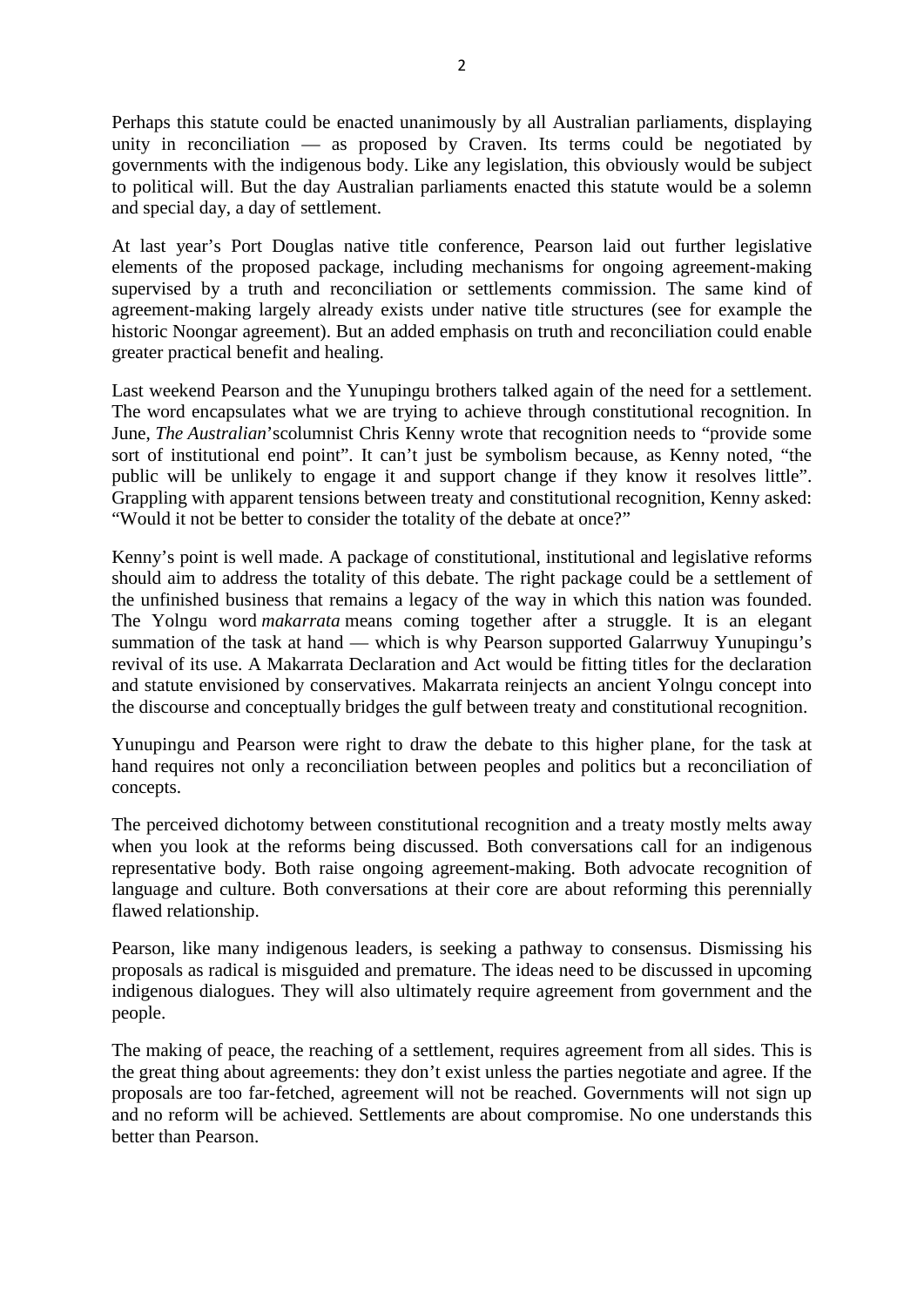Perhaps this statute could be enacted unanimously by all Australian parliaments, displaying unity in reconciliation — as proposed by Craven. Its terms could be negotiated by governments with the indigenous body. Like any legislation, this obviously would be subject to political will. But the day Australian parliaments enacted this statute would be a solemn and special day, a day of settlement.

At last year's Port Douglas native title conference, Pearson laid out further legislative elements of the proposed package, including mechanisms for ongoing agreement-making supervised by a truth and reconciliation or settlements commission. The same kind of agreement-making largely already exists under native title structures (see for example the historic Noongar agreement). But an added emphasis on truth and reconciliation could enable greater practical benefit and healing.

Last weekend Pearson and the Yunupingu brothers talked again of the need for a settlement. The word encapsulates what we are trying to achieve through constitutional recognition. In June, *The Australian*'scolumnist Chris Kenny wrote that recognition needs to "provide some sort of institutional end point". It can't just be symbolism because, as Kenny noted, "the public will be unlikely to engage it and support change if they know it resolves little". Grappling with apparent tensions between treaty and constitutional recognition, Kenny asked: "Would it not be better to consider the totality of the debate at once?"

Kenny's point is well made. A package of constitutional, institutional and legislative reforms should aim to address the totality of this debate. The right package could be a settlement of the unfinished business that remains a legacy of the way in which this nation was founded. The Yolngu word *makarrata* means coming together after a struggle. It is an elegant summation of the task at hand — which is why Pearson supported Galarrwuy Yunupingu's revival of its use. A Makarrata Declaration and Act would be fitting titles for the declaration and statute envisioned by conservatives. Makarrata reinjects an ancient Yolngu concept into the discourse and conceptually bridges the gulf between treaty and constitutional recognition.

Yunupingu and Pearson were right to draw the debate to this higher plane, for the task at hand requires not only a reconciliation between peoples and politics but a reconciliation of concepts.

The perceived dichotomy between constitutional recognition and a treaty mostly melts away when you look at the reforms being discussed. Both conversations call for an indigenous representative body. Both raise ongoing agreement-making. Both advocate recognition of language and culture. Both conversations at their core are about reforming this perennially flawed relationship.

Pearson, like many indigenous leaders, is seeking a pathway to consensus. Dismissing his proposals as radical is misguided and premature. The ideas need to be discussed in upcoming indigenous dialogues. They will also ultimately require agreement from government and the people.

The making of peace, the reaching of a settlement, requires agreement from all sides. This is the great thing about agreements: they don't exist unless the parties negotiate and agree. If the proposals are too far-fetched, agreement will not be reached. Governments will not sign up and no reform will be achieved. Settlements are about compromise. No one understands this better than Pearson.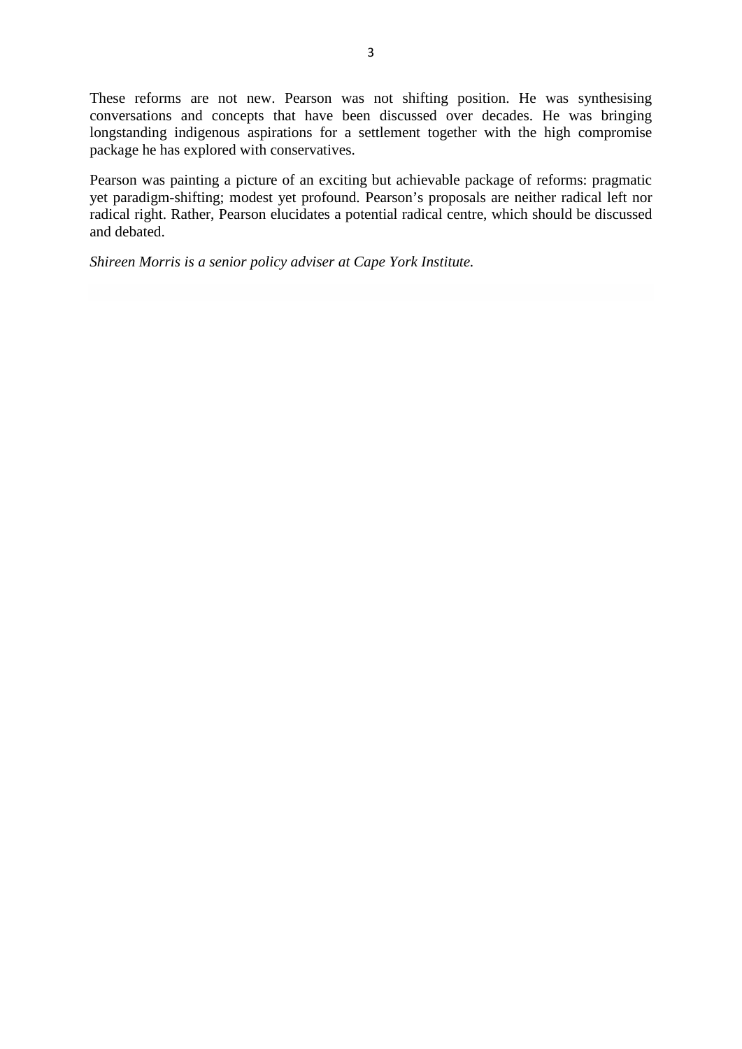These reforms are not new. Pearson was not shifting position. He was synthesising conversations and concepts that have been discussed over decades. He was bringing longstanding indigenous aspirations for a settlement together with the high compromise package he has explored with conservatives.

Pearson was painting a picture of an exciting but achievable package of reforms: pragmatic yet paradigm-shifting; modest yet profound. Pearson's proposals are neither radical left nor radical right. Rather, Pearson elucidates a potential radical centre, which should be discussed and debated.

*Shireen Morris is a senior policy adviser at Cape York Institute.*